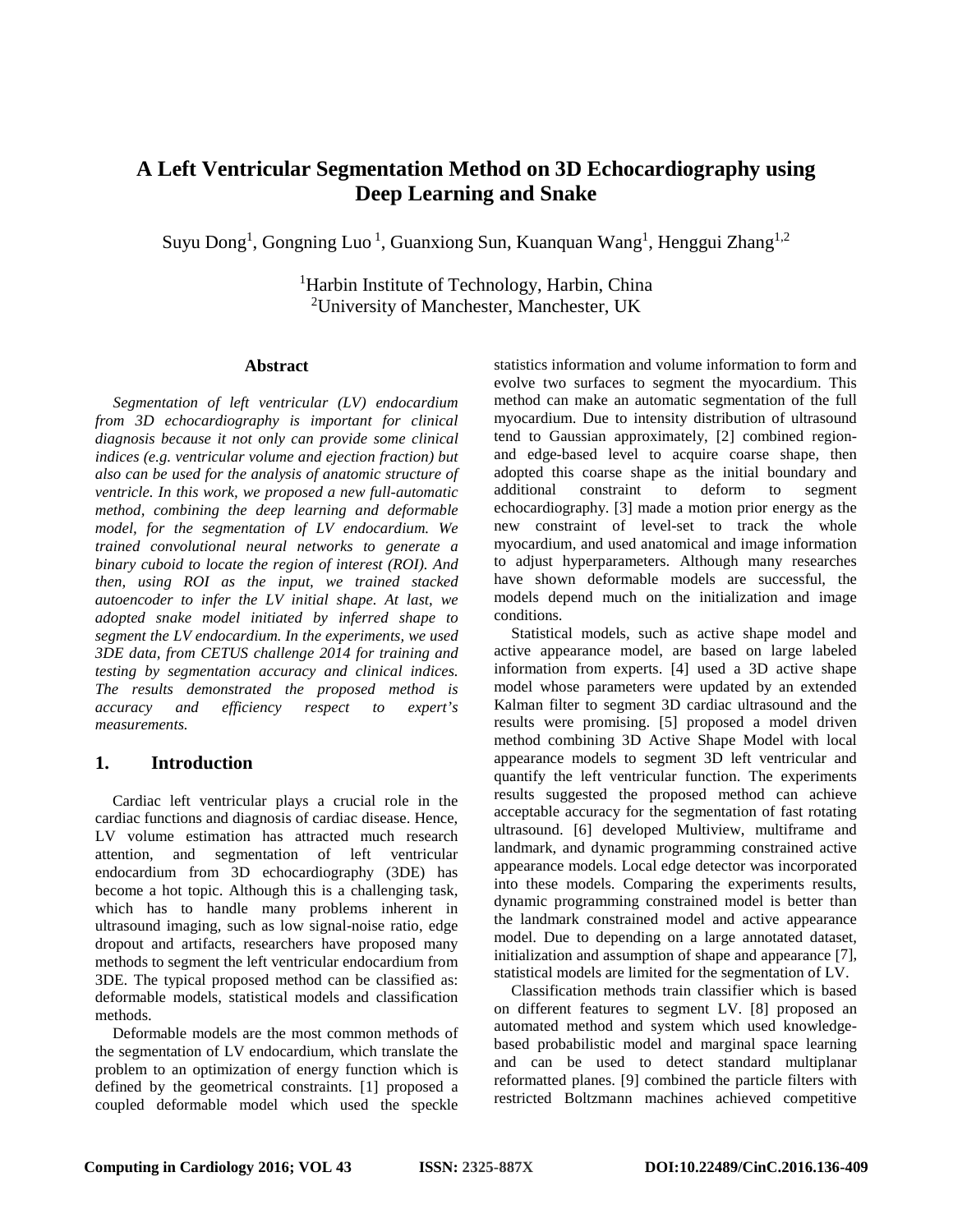# A Left Ventricular Segmentation Method on 3D Echocardiography using Deep Learning and Snake

Suyu Dong[1], Gongning Luo [1], Guanxiong Sun, Kuanquan Wang[1], Henggui Zhang[1,2]

[1]Harbin Institute of Technology, Harbin, China
[2]University of Manchester, Manchester, UK

## Abstract

*Segmentation of left ventricular (LV) endocardium from 3D echocardiography is important for clinical diagnosis because it not only can provide some clinical indices (e.g. ventricular volume and ejection fraction) but also can be used for the analysis of anatomic structure of ventricle. In this work, we proposed a new full-automatic method, combining the deep learning and deformable model, for the segmentation of LV endocardium. We trained convolutional neural networks to generate a binary cuboid to locate the region of interest (ROI). And then, using ROI as the input, we trained stacked autoencoder to infer the LV initial shape. At last, we adopted snake model initiated by inferred shape to segment the LV endocardium. In the experiments, we used 3DE data, from CETUS challenge 2014 for training and testing by segmentation accuracy and clinical indices. The results demonstrated the proposed method is accuracy and efficiency respect to expert's measurements.*

## 1. Introduction

Cardiac left ventricular plays a crucial role in the cardiac functions and diagnosis of cardiac disease. Hence, LV volume estimation has attracted much research attention, and segmentation of left ventricular endocardium from 3D echocardiography (3DE) has become a hot topic. Although this is a challenging task, which has to handle many problems inherent in ultrasound imaging, such as low signal-noise ratio, edge dropout and artifacts, researchers have proposed many methods to segment the left ventricular endocardium from 3DE. The typical proposed method can be classified as: deformable models, statistical models and classification methods.

Deformable models are the most common methods of the segmentation of LV endocardium, which translate the problem to an optimization of energy function which is defined by the geometrical constraints. [1] proposed a coupled deformable model which used the speckle statistics information and volume information to form and evolve two surfaces to segment the myocardium. This method can make an automatic segmentation of the full myocardium. Due to intensity distribution of ultrasound tend to Gaussian approximately, [2] combined region- and edge-based level to acquire coarse shape, then adopted this coarse shape as the initial boundary and additional constraint to deform to segment echocardiography. [3] made a motion prior energy as the new constraint of level-set to track the whole myocardium, and used anatomical and image information to adjust hyperparameters. Although many researches have shown deformable models are successful, the models depend much on the initialization and image conditions.

Statistical models, such as active shape model and active appearance model, are based on large labeled information from experts. [4] used a 3D active shape model whose parameters were updated by an extended Kalman filter to segment 3D cardiac ultrasound and the results were promising. [5] proposed a model driven method combining 3D Active Shape Model with local appearance models to segment 3D left ventricular and quantify the left ventricular function. The experiments results suggested the proposed method can achieve acceptable accuracy for the segmentation of fast rotating ultrasound. [6] developed Multiview, multiframe and landmark, and dynamic programming constrained active appearance models. Local edge detector was incorporated into these models. Comparing the experiments results, dynamic programming constrained model is better than the landmark constrained model and active appearance model. Due to depending on a large annotated dataset, initialization and assumption of shape and appearance [7], statistical models are limited for the segmentation of LV.

Classification methods train classifier which is based on different features to segment LV. [8] proposed an automated method and system which used knowledge-based probabilistic model and marginal space learning and can be used to detect standard multiplanar reformatted planes. [9] combined the particle filters with restricted Boltzmann machines achieved competitive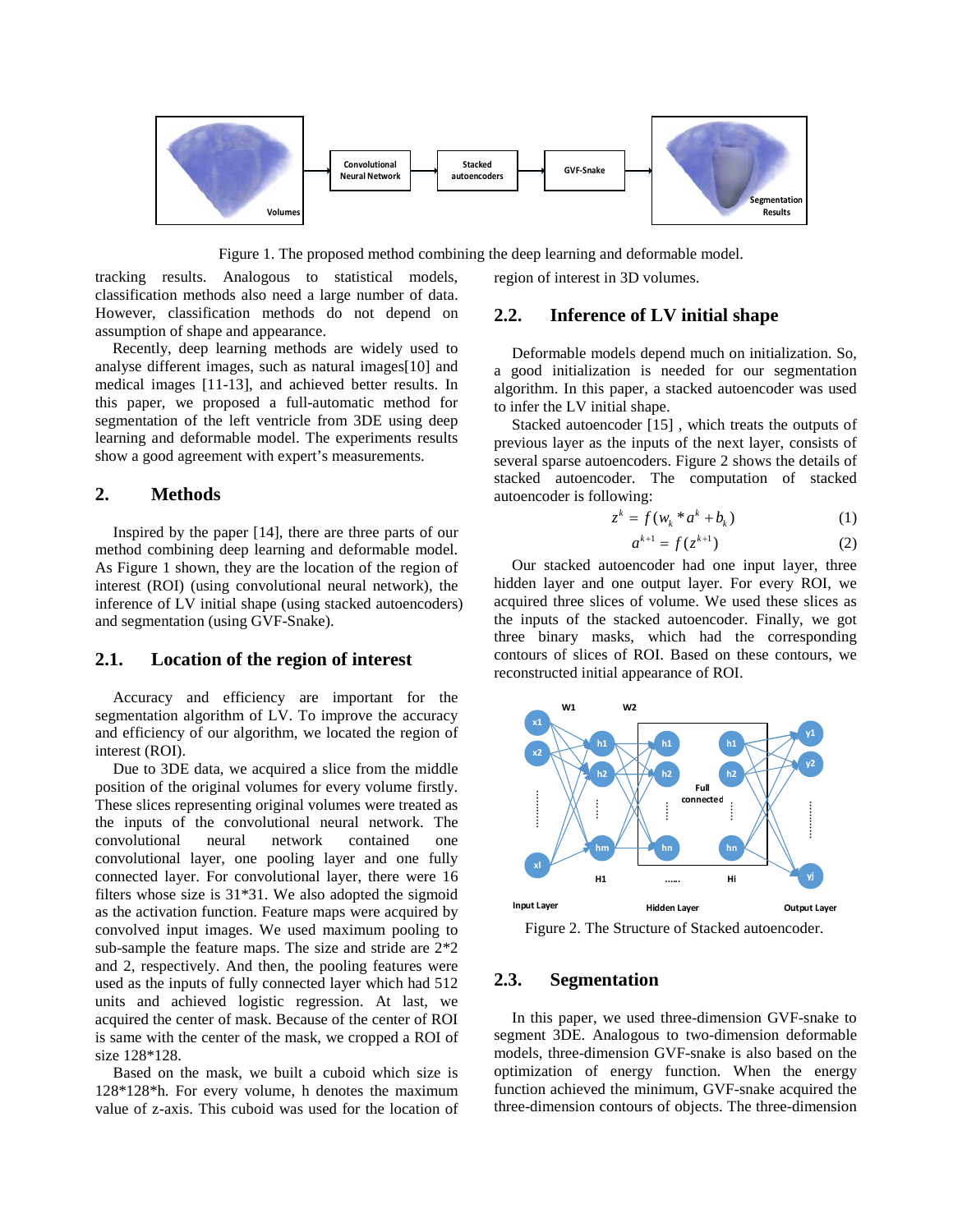Figure 1. The proposed method combining the deep learning and deformable model.

tracking results. Analogous to statistical models, classification methods also need a large number of data. However, classification methods do not depend on assumption of shape and appearance.

Recently, deep learning methods are widely used to analyse different images, such as natural images[10] and medical images [11-13], and achieved better results. In this paper, we proposed a full-automatic method for segmentation of the left ventricle from 3DE using deep learning and deformable model. The experiments results show a good agreement with expert's measurements.

## 2. Methods

Inspired by the paper [14], there are three parts of our method combining deep learning and deformable model. As Figure 1 shown, they are the location of the region of interest (ROI) (using convolutional neural network), the inference of LV initial shape (using stacked autoencoders) and segmentation (using GVF-Snake).

### 2.1. Location of the region of interest

Accuracy and efficiency are important for the segmentation algorithm of LV. To improve the accuracy and efficiency of our algorithm, we located the region of interest (ROI).

Due to 3DE data, we acquired a slice from the middle position of the original volumes for every volume firstly. These slices representing original volumes were treated as the inputs of the convolutional neural network. The convolutional neural network contained one convolutional layer, one pooling layer and one fully connected layer. For convolutional layer, there were 16 filters whose size is 31*31. We also adopted the sigmoid as the activation function. Feature maps were acquired by convolved input images. We used maximum pooling to sub-sample the feature maps. The size and stride are 2*2 and 2, respectively. And then, the pooling features were used as the inputs of fully connected layer which had 512 units and achieved logistic regression. At last, we acquired the center of mask. Because of the center of ROI is same with the center of the mask, we cropped a ROI of size 128*128.

Based on the mask, we built a cuboid which size is 128*128*h. For every volume, h denotes the maximum value of z-axis. This cuboid was used for the location of region of interest in 3D volumes.

### 2.2. Inference of LV initial shape

Deformable models depend much on initialization. So, a good initialization is needed for our segmentation algorithm. In this paper, a stacked autoencoder was used to infer the LV initial shape.

Stacked autoencoder [15] , which treats the outputs of previous layer as the inputs of the next layer, consists of several sparse autoencoders. Figure 2 shows the details of stacked autoencoder. The computation of stacked autoencoder is following:

$$z^k = f(w_k * a^k + b_k) \tag{1}$$

$$a^{k+1} = f(z^{k+1}) \tag{2}$$

Our stacked autoencoder had one input layer, three hidden layer and one output layer. For every ROI, we acquired three slices of volume. We used these slices as the inputs of the stacked autoencoder. Finally, we got three binary masks, which had the corresponding contours of slices of ROI. Based on these contours, we reconstructed initial appearance of ROI.

Figure 2. The Structure of Stacked autoencoder.

### 2.3. Segmentation

In this paper, we used three-dimension GVF-snake to segment 3DE. Analogous to two-dimension deformable models, three-dimension GVF-snake is also based on the optimization of energy function. When the energy function achieved the minimum, GVF-snake acquired the three-dimension contours of objects. The three-dimension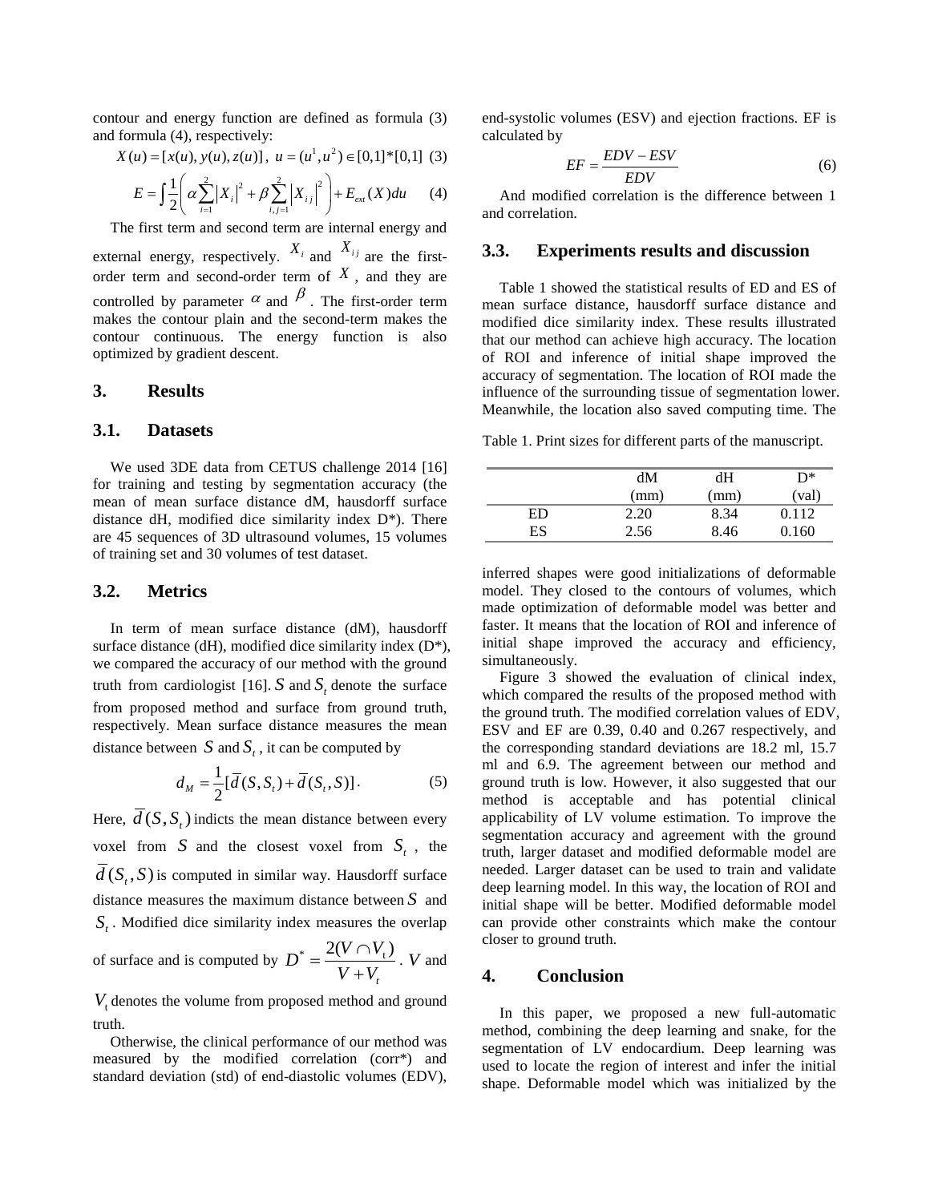contour and energy function are defined as formula (3) and formula (4), respectively:

$$X(u) = [x(u), y(u), z(u)],\ u = (u^1, u^2) \in [0,1]*[0,1] \quad (3)$$

$$E = \int \frac{1}{2}\left( \alpha \sum_{i=1}^{2} \left| X_i \right|^2 + \beta \sum_{i,j=1}^{2} \left| X_{ij} \right|^2 \right) + E_{ext}(X) du \quad (4)$$

The first term and second term are internal energy and external energy, respectively. $X_i$ and $X_{ij}$ are the first-order term and second-order term of $X$, and they are controlled by parameter $\alpha$ and $\beta$. The first-order term makes the contour plain and the second-term makes the contour continuous. The energy function is also optimized by gradient descent.

## 3. Results

### 3.1. Datasets

We used 3DE data from CETUS challenge 2014 [16] for training and testing by segmentation accuracy (the mean of mean surface distance dM, hausdorff surface distance dH, modified dice similarity index D*). There are 45 sequences of 3D ultrasound volumes, 15 volumes of training set and 30 volumes of test dataset.

### 3.2. Metrics

In term of mean surface distance (dM), hausdorff surface distance (dH), modified dice similarity index (D*), we compared the accuracy of our method with the ground truth from cardiologist [16]. $S$ and $S_t$ denote the surface from proposed method and surface from ground truth, respectively. Mean surface distance measures the mean distance between $S$ and $S_t$, it can be computed by

$$d_M = \frac{1}{2}[\overline{d}(S, S_t) + \overline{d}(S_t, S)]. \quad (5)$$

Here, $\overline{d}(S, S_t)$ indicts the mean distance between every voxel from $S$ and the closest voxel from $S_t$, the $\overline{d}(S_t, S)$ is computed in similar way. Hausdorff surface distance measures the maximum distance between $S$ and $S_t$. Modified dice similarity index measures the overlap of surface and is computed by $D^* = \frac{2(V \cap V_t)}{V + V_t}$. $V$ and $V_t$ denotes the volume from proposed method and ground truth.

Otherwise, the clinical performance of our method was measured by the modified correlation (corr*) and standard deviation (std) of end-diastolic volumes (EDV), end-systolic volumes (ESV) and ejection fractions. EF is calculated by

$$EF = \frac{EDV - ESV}{EDV} \quad (6)$$

And modified correlation is the difference between 1 and correlation.

### 3.3. Experiments results and discussion

Table 1 showed the statistical results of ED and ES of mean surface distance, hausdorff surface distance and modified dice similarity index. These results illustrated that our method can achieve high accuracy. The location of ROI and inference of initial shape improved the accuracy of segmentation. The location of ROI made the influence of the surrounding tissue of segmentation lower. Meanwhile, the location also saved computing time. The inferred shapes were good initializations of deformable model. They closed to the contours of volumes, which made optimization of deformable model was better and faster. It means that the location of ROI and inference of initial shape improved the accuracy and efficiency, simultaneously.

Table 1. Print sizes for different parts of the manuscript.

| | dM (mm) | dH (mm) | D* (val) |
|---|---|---|---|
| ED | 2.20 | 8.34 | 0.112 |
| ES | 2.56 | 8.46 | 0.160 |

Figure 3 showed the evaluation of clinical index, which compared the results of the proposed method with the ground truth. The modified correlation values of EDV, ESV and EF are 0.39, 0.40 and 0.267 respectively, and the corresponding standard deviations are 18.2 ml, 15.7 ml and 6.9. The agreement between our method and ground truth is low. However, it also suggested that our method is acceptable and has potential clinical applicability of LV volume estimation. To improve the segmentation accuracy and agreement with the ground truth, larger dataset and modified deformable model are needed. Larger dataset can be used to train and validate deep learning model. In this way, the location of ROI and initial shape will be better. Modified deformable model can provide other constraints which make the contour closer to ground truth.

## 4. Conclusion

In this paper, we proposed a new full-automatic method, combining the deep learning and snake, for the segmentation of LV endocardium. Deep learning was used to locate the region of interest and infer the initial shape. Deformable model which was initialized by the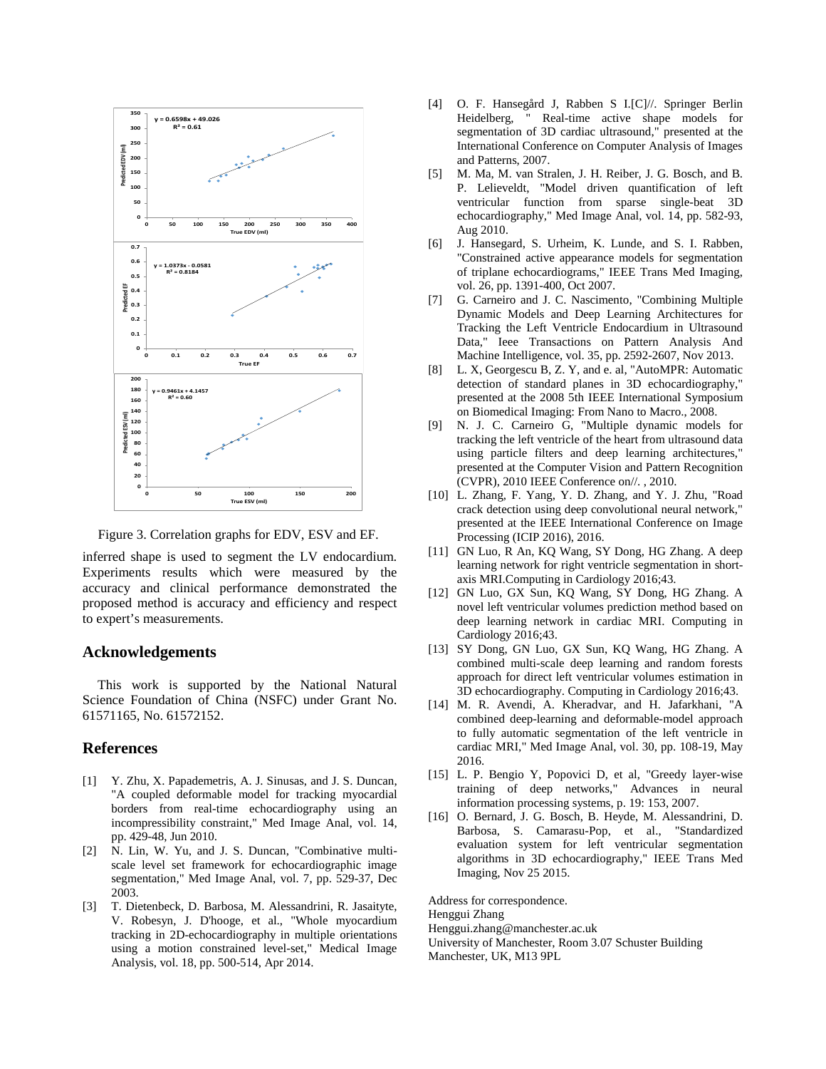y = 0.6598x + 49.026
R² = 0.61

Predicted EDV (ml)

True EDV (ml)

0 50 100 150 200 250 300 350 400

y = 1.0373x - 0.0581
R² = 0.8184

Predicted EF

True EF

0 0.1 0.2 0.3 0.4 0.5 0.6 0.7

y = 0.9461x + 4.1457
R² = 0.60

Predicted ESV (ml)

True ESV (ml)

0 50 100 150 200

Figure 3. Correlation graphs for EDV, ESV and EF.

inferred shape is used to segment the LV endocardium. Experiments results which were measured by the accuracy and clinical performance demonstrated the proposed method is accuracy and efficiency and respect to expert's measurements.

## Acknowledgements

This work is supported by the National Natural Science Foundation of China (NSFC) under Grant No. 61571165, No. 61572152.

## References

[1] Y. Zhu, X. Papademetris, A. J. Sinusas, and J. S. Duncan, "A coupled deformable model for tracking myocardial borders from real-time echocardiography using an incompressibility constraint," Med Image Anal, vol. 14, pp. 429-48, Jun 2010.

[2] N. Lin, W. Yu, and J. S. Duncan, "Combinative multi-scale level set framework for echocardiographic image segmentation," Med Image Anal, vol. 7, pp. 529-37, Dec 2003.

[3] T. Dietenbeck, D. Barbosa, M. Alessandrini, R. Jasaityte, V. Robesyn, J. D'hooge, et al., "Whole myocardium tracking in 2D-echocardiography in multiple orientations using a motion constrained level-set," Medical Image Analysis, vol. 18, pp. 500-514, Apr 2014.

[4] O. F. Hansegård J, Rabben S I.[C]//. Springer Berlin Heidelberg, " Real-time active shape models for segmentation of 3D cardiac ultrasound," presented at the International Conference on Computer Analysis of Images and Patterns, 2007.

[5] M. Ma, M. van Stralen, J. H. Reiber, J. G. Bosch, and B. P. Lelieveldt, "Model driven quantification of left ventricular function from sparse single-beat 3D echocardiography," Med Image Anal, vol. 14, pp. 582-93, Aug 2010.

[6] J. Hansegard, S. Urheim, K. Lunde, and S. I. Rabben, "Constrained active appearance models for segmentation of triplane echocardiograms," IEEE Trans Med Imaging, vol. 26, pp. 1391-400, Oct 2007.

[7] G. Carneiro and J. C. Nascimento, "Combining Multiple Dynamic Models and Deep Learning Architectures for Tracking the Left Ventricle Endocardium in Ultrasound Data," Ieee Transactions on Pattern Analysis And Machine Intelligence, vol. 35, pp. 2592-2607, Nov 2013.

[8] L. X, Georgescu B, Z. Y, and e. al, "AutoMPR: Automatic detection of standard planes in 3D echocardiography," presented at the 2008 5th IEEE International Symposium on Biomedical Imaging: From Nano to Macro., 2008.

[9] N. J. C. Carneiro G, "Multiple dynamic models for tracking the left ventricle of the heart from ultrasound data using particle filters and deep learning architectures," presented at the Computer Vision and Pattern Recognition (CVPR), 2010 IEEE Conference on//. , 2010.

[10] L. Zhang, F. Yang, Y. D. Zhang, and Y. J. Zhu, "Road crack detection using deep convolutional neural network," presented at the IEEE International Conference on Image Processing (ICIP 2016), 2016.

[11] GN Luo, R An, KQ Wang, SY Dong, HG Zhang. A deep learning network for right ventricle segmentation in short-axis MRI.Computing in Cardiology 2016;43.

[12] GN Luo, GX Sun, KQ Wang, SY Dong, HG Zhang. A novel left ventricular volumes prediction method based on deep learning network in cardiac MRI. Computing in Cardiology 2016;43.

[13] SY Dong, GN Luo, GX Sun, KQ Wang, HG Zhang. A combined multi-scale deep learning and random forests approach for direct left ventricular volumes estimation in 3D echocardiography. Computing in Cardiology 2016;43.

[14] M. R. Avendi, A. Kheradvar, and H. Jafarkhani, "A combined deep-learning and deformable-model approach to fully automatic segmentation of the left ventricle in cardiac MRI," Med Image Anal, vol. 30, pp. 108-19, May 2016.

[15] L. P. Bengio Y, Popovici D, et al, "Greedy layer-wise training of deep networks," Advances in neural information processing systems, p. 19: 153, 2007.

[16] O. Bernard, J. G. Bosch, B. Heyde, M. Alessandrini, D. Barbosa, S. Camarasu-Pop, et al., "Standardized evaluation system for left ventricular segmentation algorithms in 3D echocardiography," IEEE Trans Med Imaging, Nov 25 2015.

Address for correspondence.
Henggui Zhang
Henggui.zhang@manchester.ac.uk
University of Manchester, Room 3.07 Schuster Building
Manchester, UK, M13 9PL